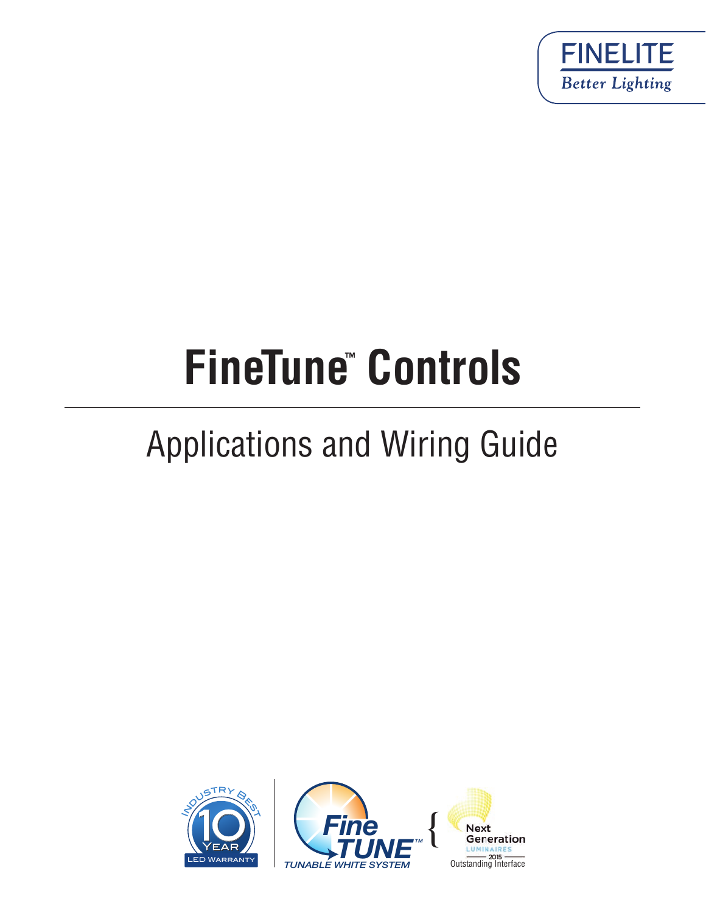FINELITE

*Better Lighting*

# FineTune™ Controls

## Applications and Wiring Guide

INDUSTRY BEST 10 YEAR LED WARRANTY

Fine TUNE™ TUNABLE WHITE SYSTEM

Next Generation LUMINAIRES 2015 Outstanding Interface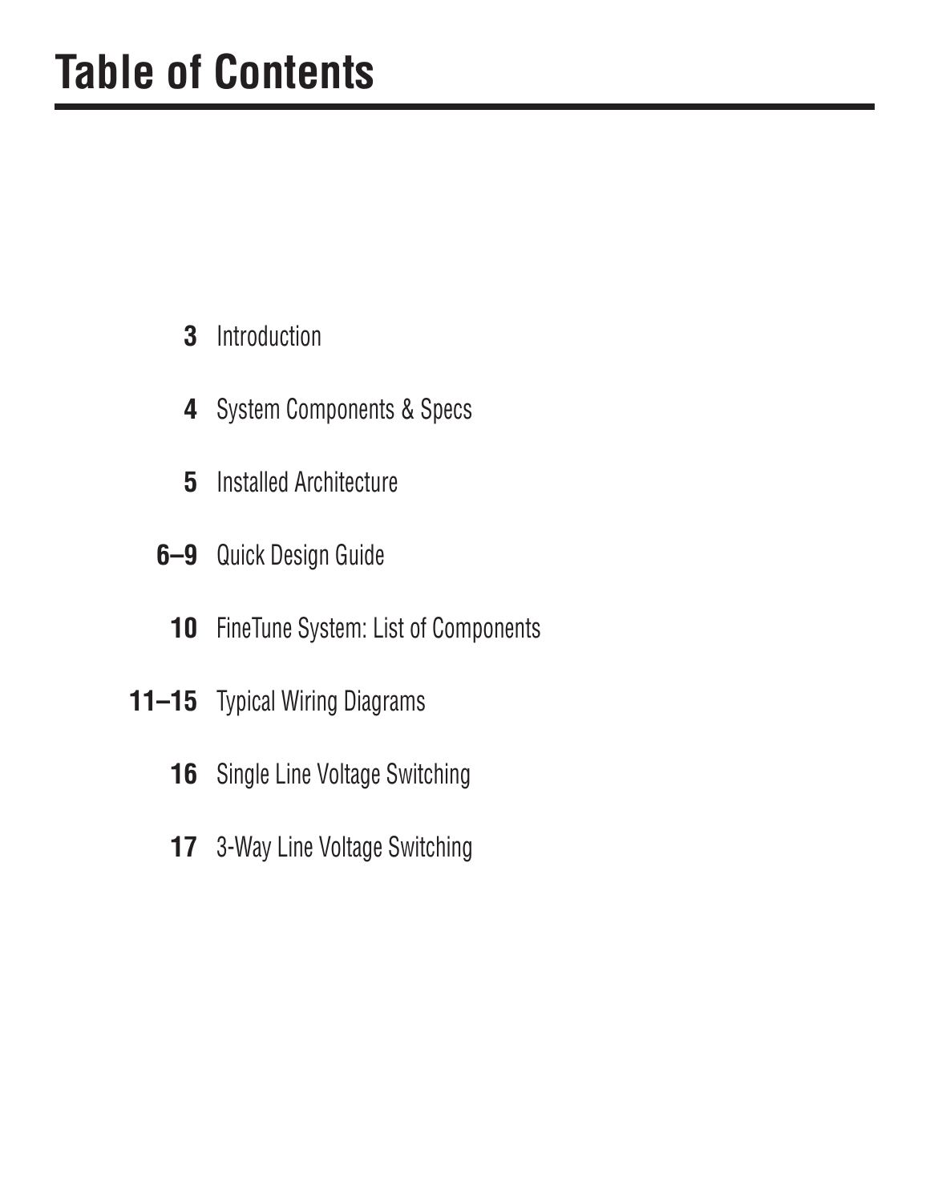# Table of Contents

**3** Introduction

**4** System Components & Specs

**5** Installed Architecture

**6–9** Quick Design Guide

**10** FineTune System: List of Components

**11–15** Typical Wiring Diagrams

**16** Single Line Voltage Switching

**17** 3-Way Line Voltage Switching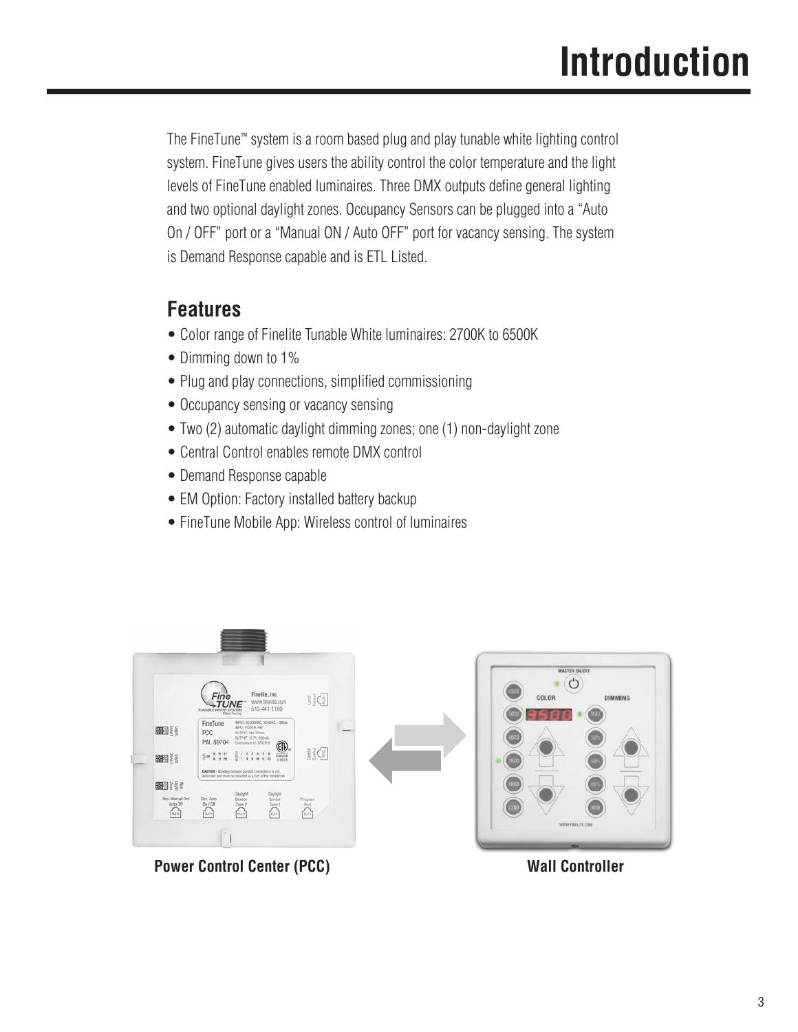# Introduction

The FineTune™ system is a room based plug and play tunable white lighting control system. FineTune gives users the ability control the color temperature and the light levels of FineTune enabled luminaires. Three DMX outputs define general lighting and two optional daylight zones. Occupancy Sensors can be plugged into a "Auto On / OFF" port or a "Manual ON / Auto OFF" port for vacancy sensing. The system is Demand Response capable and is ETL Listed.

## Features

- Color range of Finelite Tunable White luminaires: 2700K to 6500K
- Dimming down to 1%
- Plug and play connections, simplified commissioning
- Occupancy sensing or vacancy sensing
- Two (2) automatic daylight dimming zones; one (1) non-daylight zone
- Central Control enables remote DMX control
- Demand Response capable
- EM Option: Factory installed battery backup
- FineTune Mobile App: Wireless control of luminaires

**Power Control Center (PCC)**

**Wall Controller**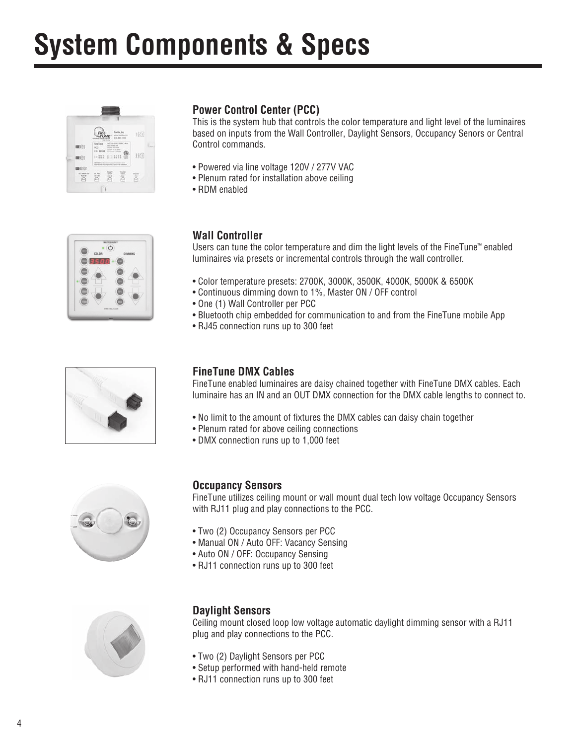# System Components & Specs

### Power Control Center (PCC)

This is the system hub that controls the color temperature and light level of the luminaires based on inputs from the Wall Controller, Daylight Sensors, Occupancy Senors or Central Control commands.

- Powered via line voltage 120V / 277V VAC
- Plenum rated for installation above ceiling
- RDM enabled

### Wall Controller

Users can tune the color temperature and dim the light levels of the FineTune™ enabled luminaires via presets or incremental controls through the wall controller.

- Color temperature presets: 2700K, 3000K, 3500K, 4000K, 5000K & 6500K
- Continuous dimming down to 1%, Master ON / OFF control
- One (1) Wall Controller per PCC
- Bluetooth chip embedded for communication to and from the FineTune mobile App
- RJ45 connection runs up to 300 feet

### FineTune DMX Cables

FineTune enabled luminaires are daisy chained together with FineTune DMX cables. Each luminaire has an IN and an OUT DMX connection for the DMX cable lengths to connect to.

- No limit to the amount of fixtures the DMX cables can daisy chain together
- Plenum rated for above ceiling connections
- DMX connection runs up to 1,000 feet

### Occupancy Sensors

FineTune utilizes ceiling mount or wall mount dual tech low voltage Occupancy Sensors with RJ11 plug and play connections to the PCC.

- Two (2) Occupancy Sensors per PCC
- Manual ON / Auto OFF: Vacancy Sensing
- Auto ON / OFF: Occupancy Sensing
- RJ11 connection runs up to 300 feet

### Daylight Sensors

Ceiling mount closed loop low voltage automatic daylight dimming sensor with a RJ11 plug and play connections to the PCC.

- Two (2) Daylight Sensors per PCC
- Setup performed with hand-held remote
- RJ11 connection runs up to 300 feet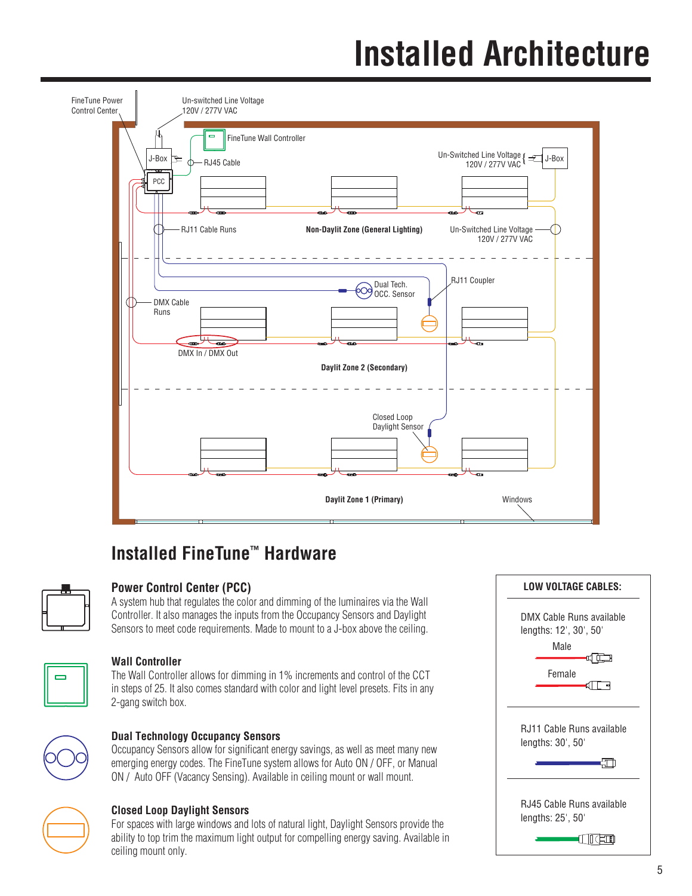# Installed Architecture

FineTune Power Control Center

Un-switched Line Voltage 120V / 277V VAC

FineTune Wall Controller

J-Box

PCC

RJ45 Cable

Un-Switched Line Voltage 120V / 277V VAC

J-Box

RJ11 Cable Runs

**Non-Daylit Zone (General Lighting)**

Un-Switched Line Voltage 120V / 277V VAC

Dual Tech. OCC. Sensor

RJ11 Coupler

DMX Cable Runs

DMX In / DMX Out

**Daylit Zone 2 (Secondary)**

Closed Loop Daylight Sensor

**Daylit Zone 1 (Primary)**

Windows

## Installed FineTune™ Hardware

### Power Control Center (PCC)

A system hub that regulates the color and dimming of the luminaires via the Wall Controller. It also manages the inputs from the Occupancy Sensors and Daylight Sensors to meet code requirements. Made to mount to a J-box above the ceiling.

### Wall Controller

The Wall Controller allows for dimming in 1% increments and control of the CCT in steps of 25. It also comes standard with color and light level presets. Fits in any 2-gang switch box.

### Dual Technology Occupancy Sensors

Occupancy Sensors allow for significant energy savings, as well as meet many new emerging energy codes. The FineTune system allows for Auto ON / OFF, or Manual ON / Auto OFF (Vacancy Sensing). Available in ceiling mount or wall mount.

### Closed Loop Daylight Sensors

For spaces with large windows and lots of natural light, Daylight Sensors provide the ability to top trim the maximum light output for compelling energy saving. Available in ceiling mount only.

**LOW VOLTAGE CABLES:**

DMX Cable Runs available lengths: 12', 30', 50'

Male

Female

RJ11 Cable Runs available lengths: 30', 50'

RJ45 Cable Runs available lengths: 25', 50'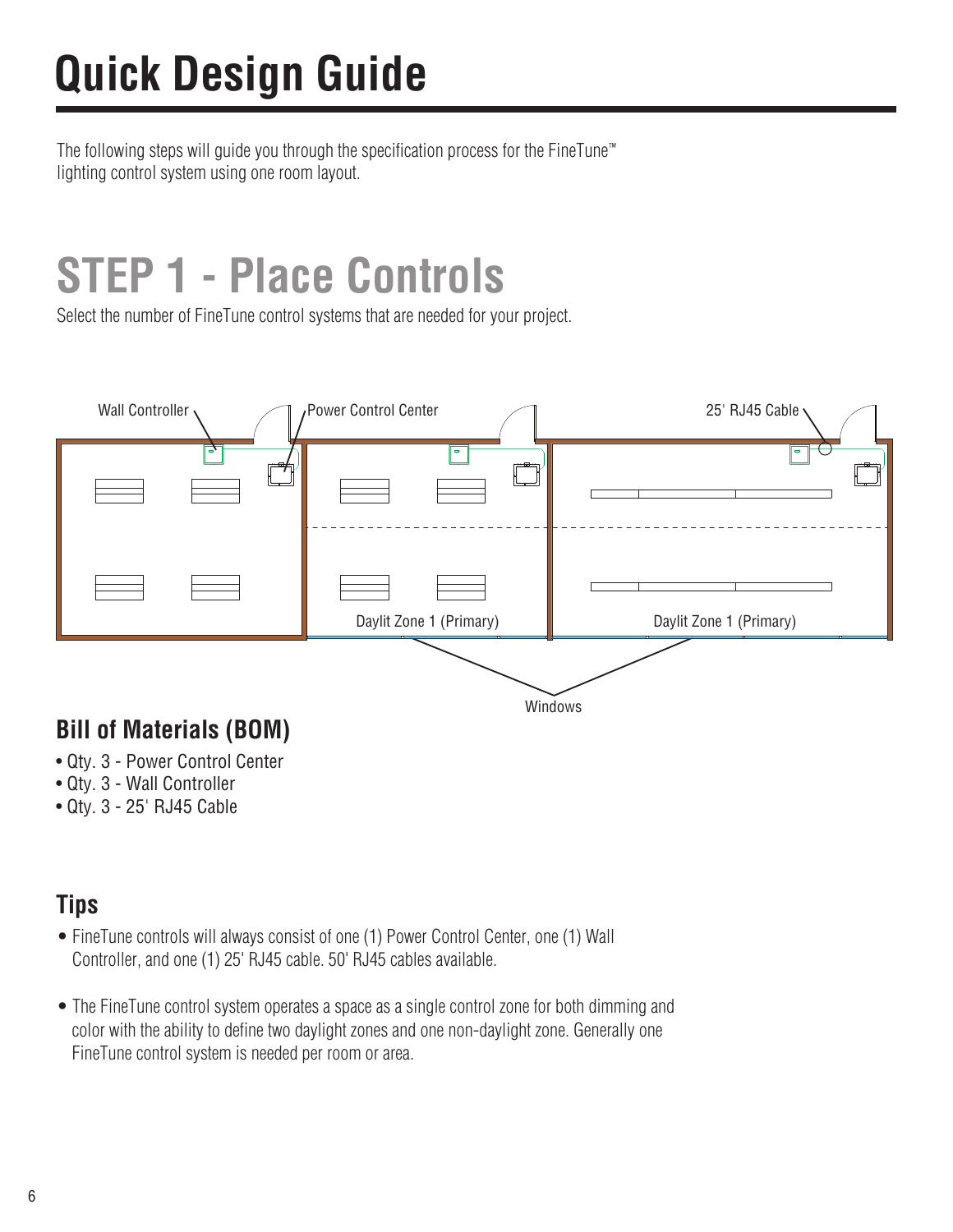# Quick Design Guide

The following steps will guide you through the specification process for the FineTune™ lighting control system using one room layout.

# STEP 1 - Place Controls

Select the number of FineTune control systems that are needed for your project.

Wall Controller

Power Control Center

25' RJ45 Cable

Daylit Zone 1 (Primary)

Daylit Zone 1 (Primary)

Windows

## Bill of Materials (BOM)

- Qty. 3 - Power Control Center
- Qty. 3 - Wall Controller
- Qty. 3 - 25' RJ45 Cable

## Tips

- FineTune controls will always consist of one (1) Power Control Center, one (1) Wall Controller, and one (1) 25' RJ45 cable. 50' RJ45 cables available.
- The FineTune control system operates a space as a single control zone for both dimming and color with the ability to define two daylight zones and one non-daylight zone. Generally one FineTune control system is needed per room or area.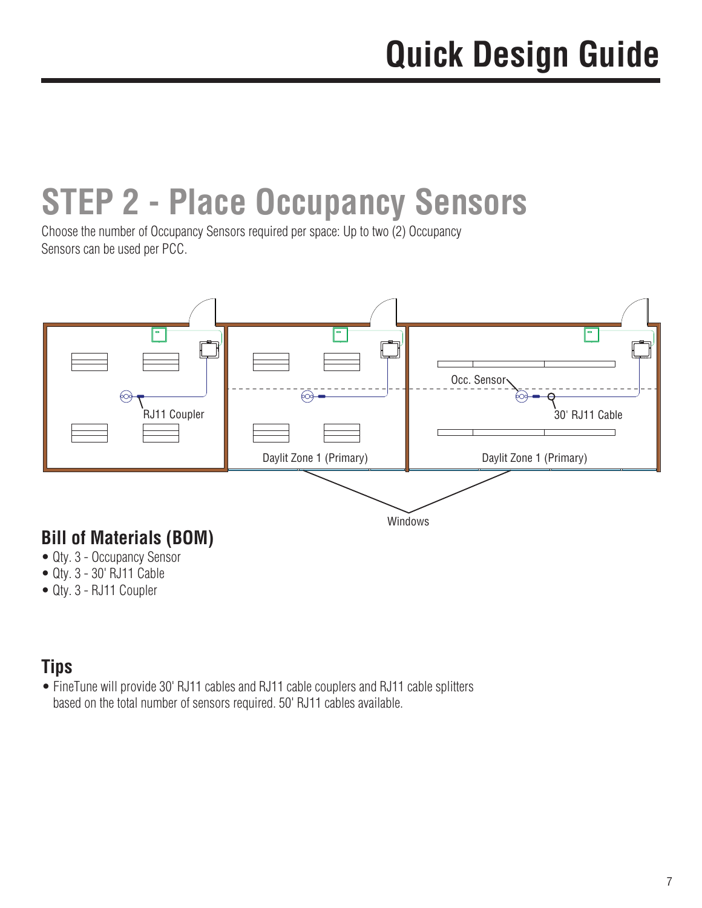# Quick Design Guide

## STEP 2 - Place Occupancy Sensors

Choose the number of Occupancy Sensors required per space: Up to two (2) Occupancy Sensors can be used per PCC.

### Bill of Materials (BOM)

- Qty. 3 - Occupancy Sensor
- Qty. 3 - 30' RJ11 Cable
- Qty. 3 - RJ11 Coupler

### Tips

- FineTune will provide 30' RJ11 cables and RJ11 cable couplers and RJ11 cable splitters based on the total number of sensors required. 50' RJ11 cables available.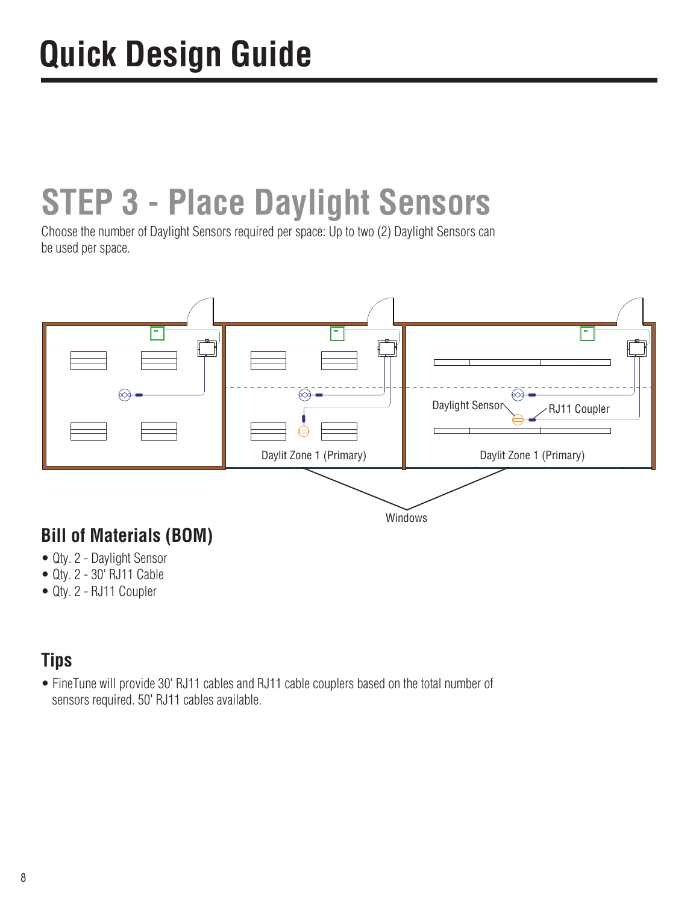# Quick Design Guide

## STEP 3 - Place Daylight Sensors

Choose the number of Daylight Sensors required per space: Up to two (2) Daylight Sensors can be used per space.

### Bill of Materials (BOM)

- Qty. 2 - Daylight Sensor
- Qty. 2 - 30' RJ11 Cable
- Qty. 2 - RJ11 Coupler

### Tips

- FineTune will provide 30' RJ11 cables and RJ11 cable couplers based on the total number of sensors required. 50' RJ11 cables available.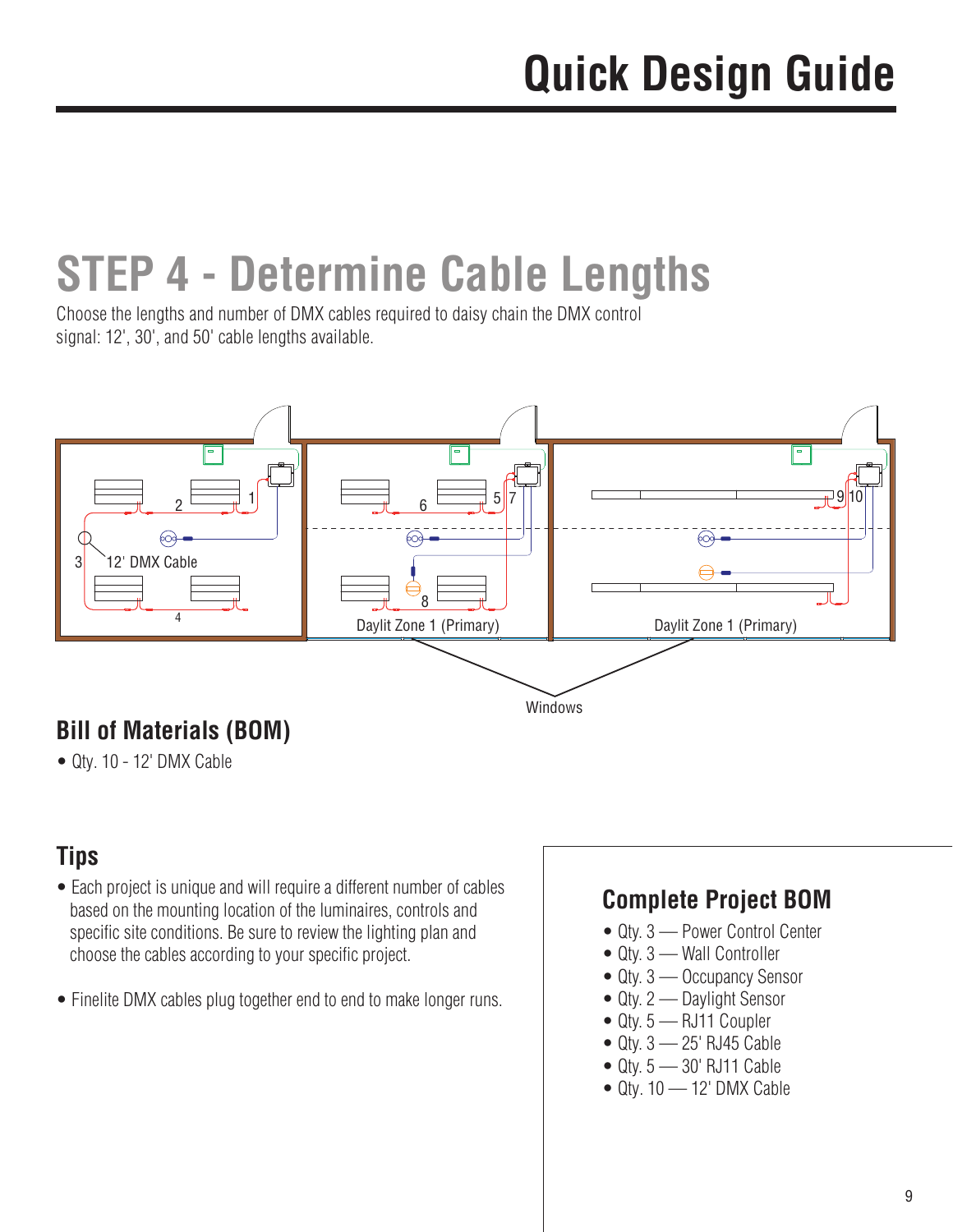# Quick Design Guide

## STEP 4 - Determine Cable Lengths

Choose the lengths and number of DMX cables required to daisy chain the DMX control signal: 12', 30', and 50' cable lengths available.

### Bill of Materials (BOM)

- Qty. 10 - 12' DMX Cable

### Tips

- Each project is unique and will require a different number of cables based on the mounting location of the luminaires, controls and specific site conditions. Be sure to review the lighting plan and choose the cables according to your specific project.
- Finelite DMX cables plug together end to end to make longer runs.

### Complete Project BOM

- Qty. 3 — Power Control Center
- Qty. 3 — Wall Controller
- Qty. 3 — Occupancy Sensor
- Qty. 2 — Daylight Sensor
- Qty. 5 — RJ11 Coupler
- Qty. 3 — 25' RJ45 Cable
- Qty. 5 — 30' RJ11 Cable
- Qty. 10 — 12' DMX Cable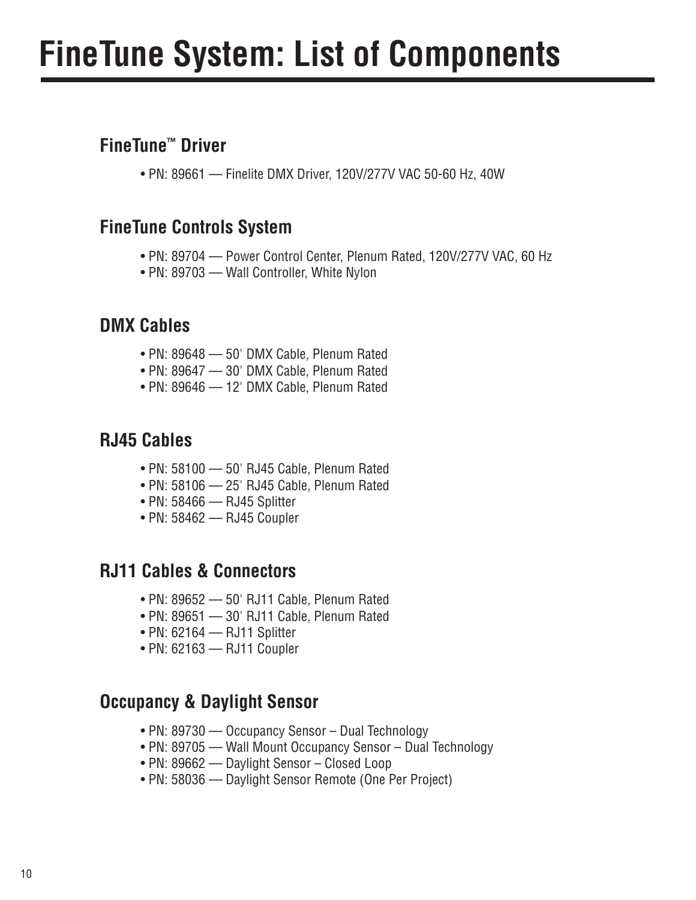# FineTune System: List of Components

## FineTune™ Driver

- PN: 89661 — Finelite DMX Driver, 120V/277V VAC 50-60 Hz, 40W

## FineTune Controls System

- PN: 89704 — Power Control Center, Plenum Rated, 120V/277V VAC, 60 Hz
- PN: 89703 — Wall Controller, White Nylon

## DMX Cables

- PN: 89648 — 50' DMX Cable, Plenum Rated
- PN: 89647 — 30' DMX Cable, Plenum Rated
- PN: 89646 — 12' DMX Cable, Plenum Rated

## RJ45 Cables

- PN: 58100 — 50' RJ45 Cable, Plenum Rated
- PN: 58106 — 25' RJ45 Cable, Plenum Rated
- PN: 58466 — RJ45 Splitter
- PN: 58462 — RJ45 Coupler

## RJ11 Cables & Connectors

- PN: 89652 — 50' RJ11 Cable, Plenum Rated
- PN: 89651 — 30' RJ11 Cable, Plenum Rated
- PN: 62164 — RJ11 Splitter
- PN: 62163 — RJ11 Coupler

## Occupancy & Daylight Sensor

- PN: 89730 — Occupancy Sensor – Dual Technology
- PN: 89705 — Wall Mount Occupancy Sensor – Dual Technology
- PN: 89662 — Daylight Sensor – Closed Loop
- PN: 58036 — Daylight Sensor Remote (One Per Project)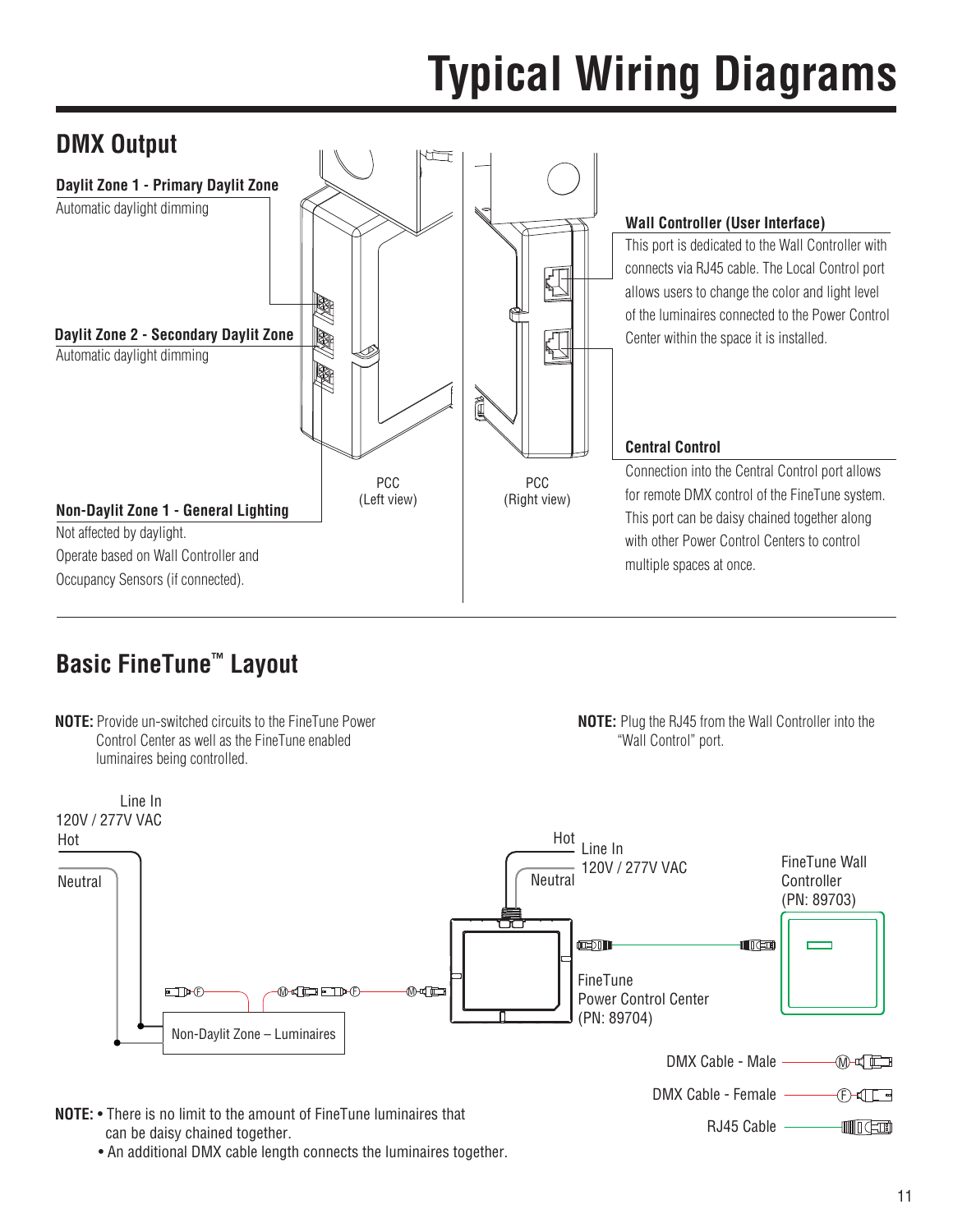# Typical Wiring Diagrams

## DMX Output

**Daylit Zone 1 - Primary Daylit Zone**

Automatic daylight dimming

**Daylit Zone 2 - Secondary Daylit Zone**

Automatic daylight dimming

**Non-Daylit Zone 1 - General Lighting**

Not affected by daylight.
Operate based on Wall Controller and Occupancy Sensors (if connected).

PCC (Left view)

PCC (Right view)

**Wall Controller (User Interface)**

This port is dedicated to the Wall Controller with connects via RJ45 cable. The Local Control port allows users to change the color and light level of the luminaires connected to the Power Control Center within the space it is installed.

**Central Control**

Connection into the Central Control port allows for remote DMX control of the FineTune system. This port can be daisy chained together along with other Power Control Centers to control multiple spaces at once.

## Basic FineTune™ Layout

**NOTE:** Provide un-switched circuits to the FineTune Power Control Center as well as the FineTune enabled luminaires being controlled.

**NOTE:** Plug the RJ45 from the Wall Controller into the "Wall Control" port.

Line In
120V / 277V VAC
Hot
Neutral

Non-Daylit Zone – Luminaires

Hot
Neutral
Line In
120V / 277V VAC

FineTune Power Control Center (PN: 89704)

FineTune Wall Controller (PN: 89703)

DMX Cable - Male

DMX Cable - Female

RJ45 Cable

**NOTE:**
- There is no limit to the amount of FineTune luminaires that can be daisy chained together.
- An additional DMX cable length connects the luminaires together.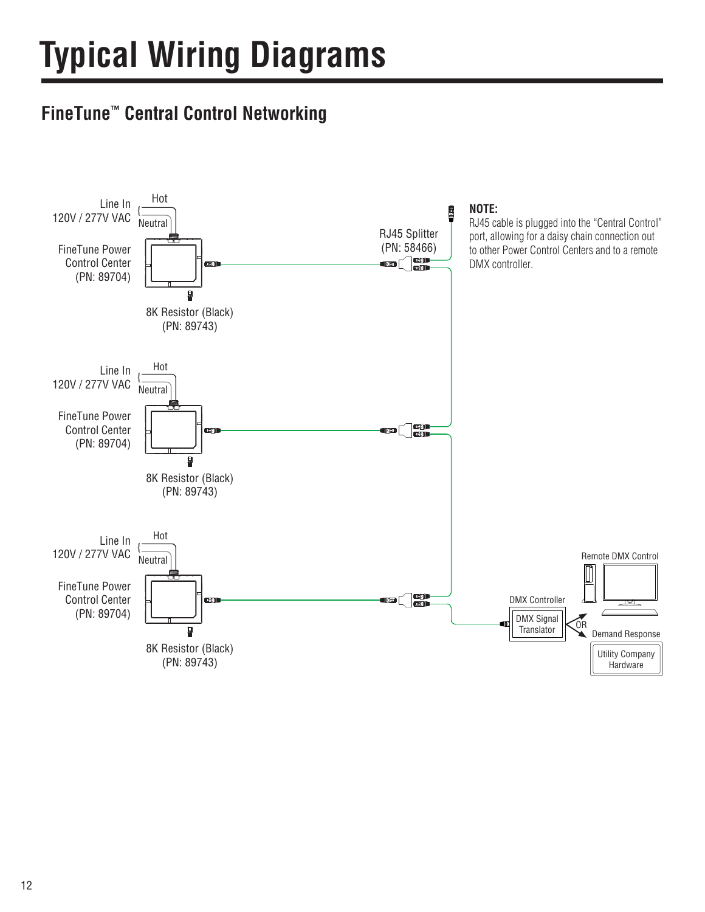# Typical Wiring Diagrams

## FineTune™ Central Control Networking

Line In
120V / 277V VAC

Hot

Neutral

FineTune Power
Control Center
(PN: 89704)

8K Resistor (Black)
(PN: 89743)

RJ45 Splitter
(PN: 58466)

Line In
120V / 277V VAC

Hot

Neutral

FineTune Power
Control Center
(PN: 89704)

8K Resistor (Black)
(PN: 89743)

Line In
120V / 277V VAC

Hot

Neutral

FineTune Power
Control Center
(PN: 89704)

8K Resistor (Black)
(PN: 89743)

DMX Controller

DMX Signal
Translator

OR

Remote DMX Control

Demand Response

Utility Company
Hardware

**NOTE:**
RJ45 cable is plugged into the "Central Control" port, allowing for a daisy chain connection out to other Power Control Centers and to a remote DMX controller.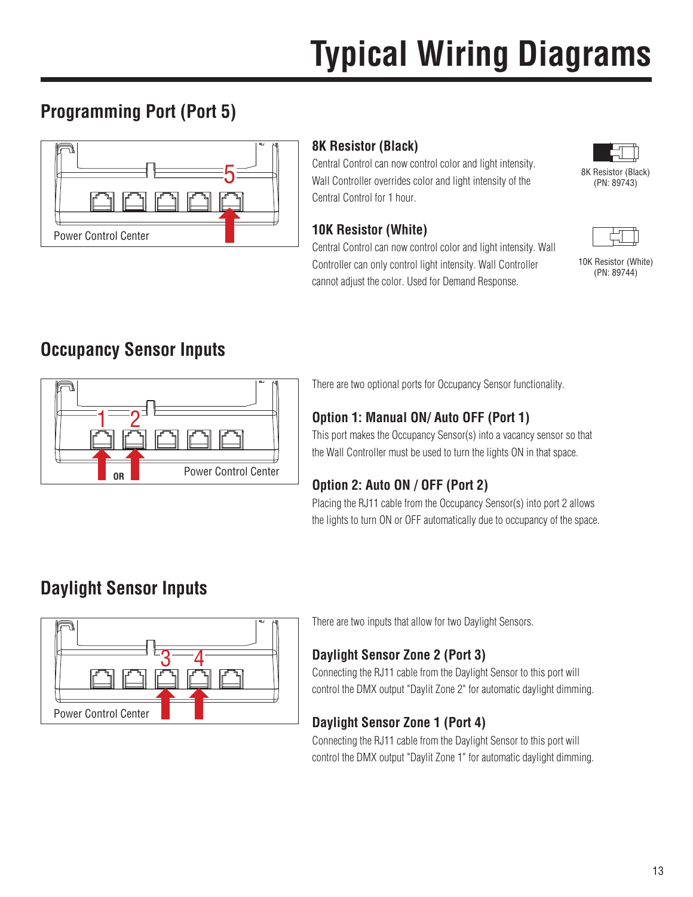# Typical Wiring Diagrams

## Programming Port (Port 5)

Power Control Center

### 8K Resistor (Black)

Central Control can now control color and light intensity. Wall Controller overrides color and light intensity of the Central Control for 1 hour.

8K Resistor (Black)
(PN: 89743)

### 10K Resistor (White)

Central Control can now control color and light intensity. Wall Controller can only control light intensity. Wall Controller cannot adjust the color. Used for Demand Response.

10K Resistor (White)
(PN: 89744)

## Occupancy Sensor Inputs

OR

Power Control Center

There are two optional ports for Occupancy Sensor functionality.

### Option 1: Manual ON/ Auto OFF (Port 1)

This port makes the Occupancy Sensor(s) into a vacancy sensor so that the Wall Controller must be used to turn the lights ON in that space.

### Option 2: Auto ON / OFF (Port 2)

Placing the RJ11 cable from the Occupancy Sensor(s) into port 2 allows the lights to turn ON or OFF automatically due to occupancy of the space.

## Daylight Sensor Inputs

Power Control Center

There are two inputs that allow for two Daylight Sensors.

### Daylight Sensor Zone 2 (Port 3)

Connecting the RJ11 cable from the Daylight Sensor to this port will control the DMX output "Daylit Zone 2" for automatic daylight dimming.

### Daylight Sensor Zone 1 (Port 4)

Connecting the RJ11 cable from the Daylight Sensor to this port will control the DMX output "Daylit Zone 1" for automatic daylight dimming.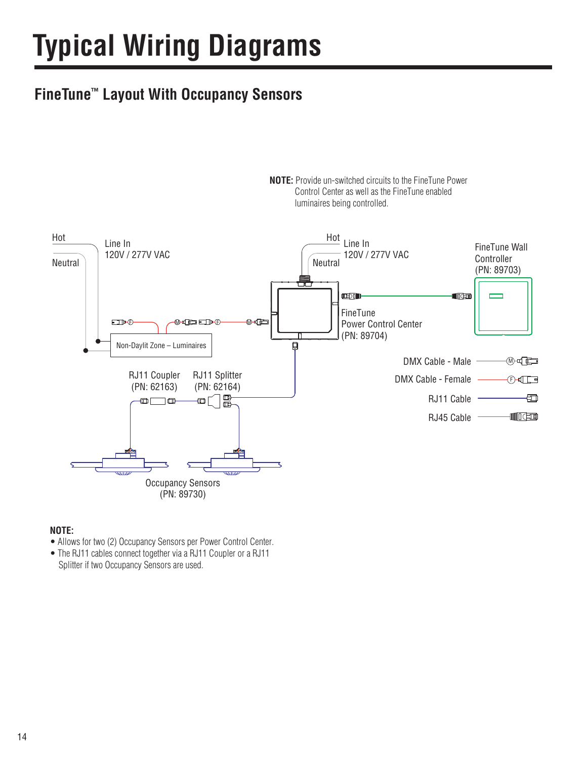# Typical Wiring Diagrams

## FineTune™ Layout With Occupancy Sensors

**NOTE:** Provide un-switched circuits to the FineTune Power Control Center as well as the FineTune enabled luminaires being controlled.

Hot

Neutral

Line In
120V / 277V VAC

Hot

Neutral

Line In
120V / 277V VAC

FineTune Wall Controller
(PN: 89703)

FineTune
Power Control Center
(PN: 89704)

Non-Daylit Zone – Luminaires

RJ11 Coupler
(PN: 62163)

RJ11 Splitter
(PN: 62164)

DMX Cable - Male

DMX Cable - Female

RJ11 Cable

RJ45 Cable

Occupancy Sensors
(PN: 89730)

**NOTE:**

- Allows for two (2) Occupancy Sensors per Power Control Center.
- The RJ11 cables connect together via a RJ11 Coupler or a RJ11 Splitter if two Occupancy Sensors are used.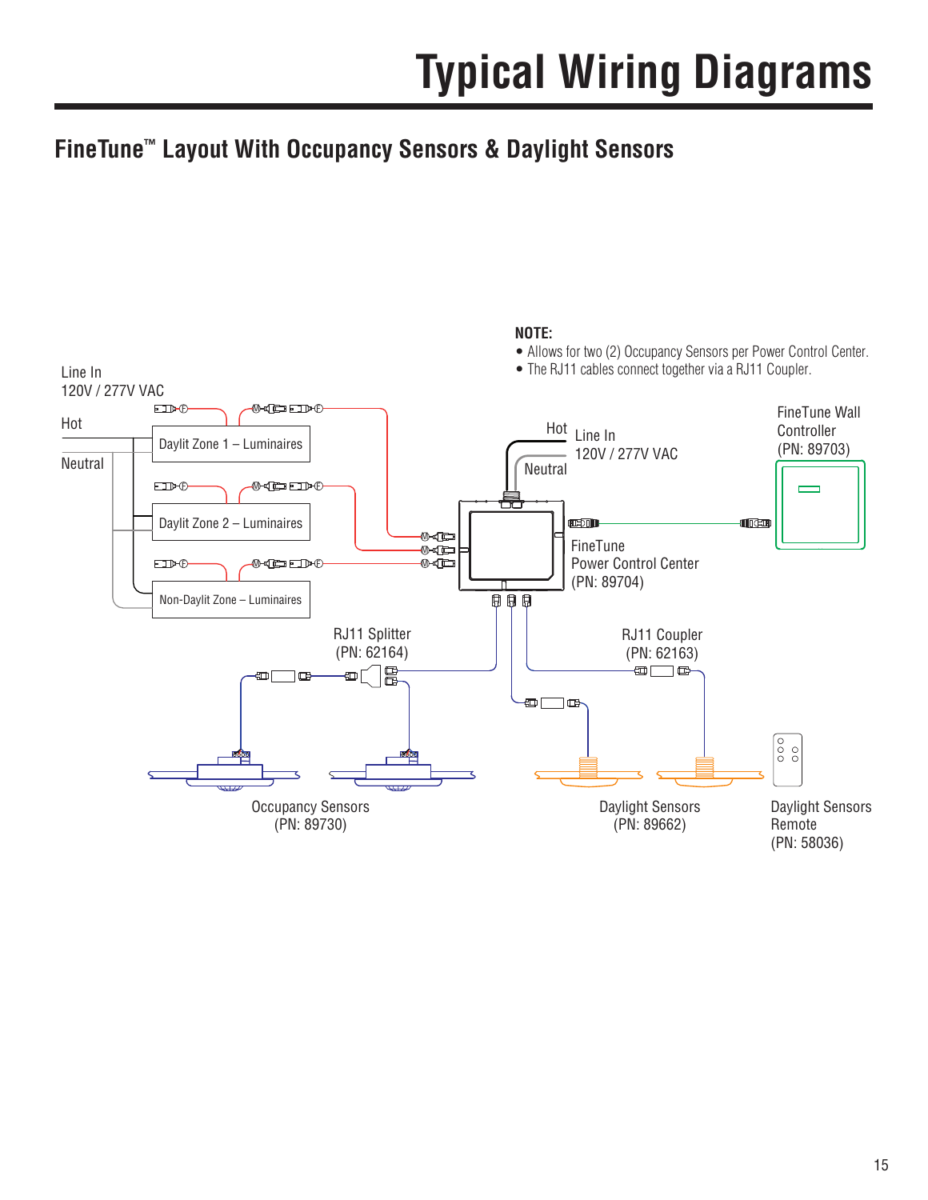# Typical Wiring Diagrams

## FineTune™ Layout With Occupancy Sensors & Daylight Sensors

**NOTE:**

- Allows for two (2) Occupancy Sensors per Power Control Center.
- The RJ11 cables connect together via a RJ11 Coupler.

Line In
120V / 277V VAC

Hot

Neutral

Daylit Zone 1 – Luminaires

Daylit Zone 2 – Luminaires

Non-Daylit Zone – Luminaires

Hot

Neutral

Line In
120V / 277V VAC

FineTune Wall Controller
(PN: 89703)

FineTune
Power Control Center
(PN: 89704)

RJ11 Splitter
(PN: 62164)

RJ11 Coupler
(PN: 62163)

Occupancy Sensors
(PN: 89730)

Daylight Sensors
(PN: 89662)

Daylight Sensors Remote
(PN: 58036)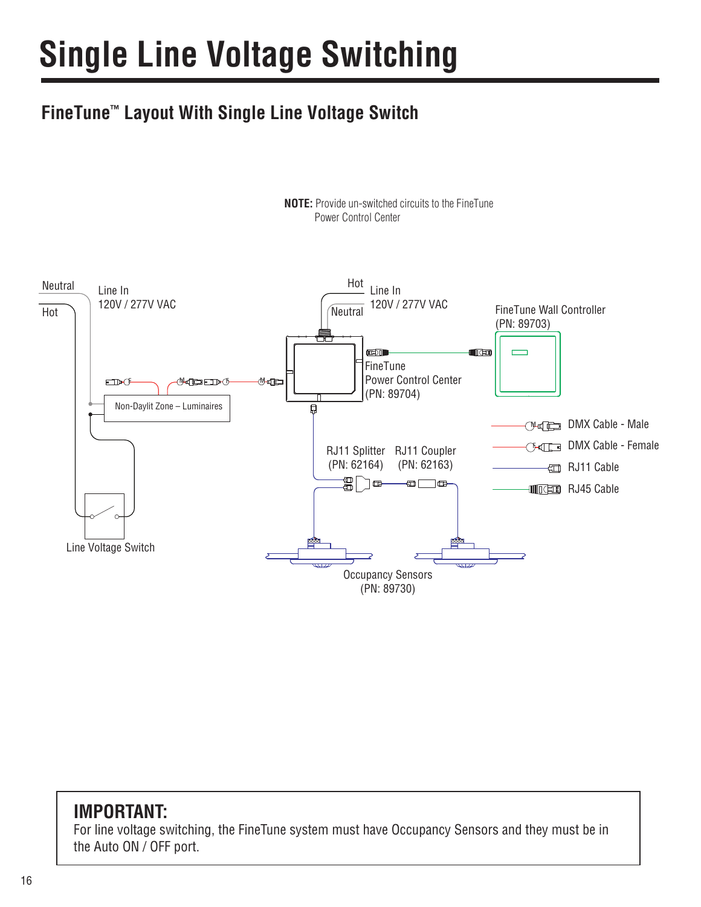# Single Line Voltage Switching

## FineTune™ Layout With Single Line Voltage Switch

**NOTE:** Provide un-switched circuits to the FineTune Power Control Center

Neutral

Hot

Line In
120V / 277V VAC

Hot

Neutral

Line In
120V / 277V VAC

FineTune Wall Controller
(PN: 89703)

FineTune
Power Control Center
(PN: 89704)

Non-Daylit Zone – Luminaires

DMX Cable - Male

DMX Cable - Female

RJ11 Cable

RJ45 Cable

RJ11 Splitter
(PN: 62164)

RJ11 Coupler
(PN: 62163)

Line Voltage Switch

Occupancy Sensors
(PN: 89730)

**IMPORTANT:**
For line voltage switching, the FineTune system must have Occupancy Sensors and they must be in the Auto ON / OFF port.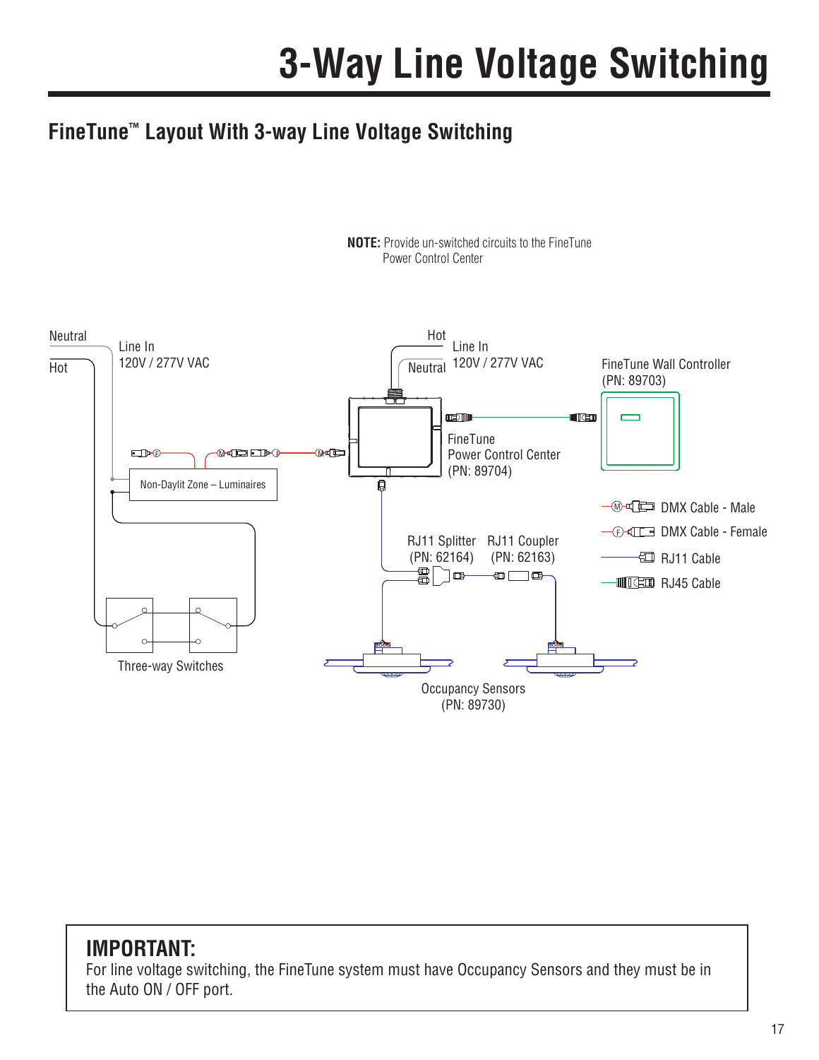# 3-Way Line Voltage Switching

## FineTune™ Layout With 3-way Line Voltage Switching

**NOTE:** Provide un-switched circuits to the FineTune Power Control Center

Neutral

Hot

Line In
120V / 277V VAC

Hot

Neutral

Line In
120V / 277V VAC

FineTune Wall Controller
(PN: 89703)

FineTune
Power Control Center
(PN: 89704)

Non-Daylit Zone – Luminaires

DMX Cable - Male

DMX Cable - Female

RJ11 Cable

RJ45 Cable

RJ11 Splitter
(PN: 62164)

RJ11 Coupler
(PN: 62163)

Three-way Switches

Occupancy Sensors
(PN: 89730)

**IMPORTANT:**
For line voltage switching, the FineTune system must have Occupancy Sensors and they must be in the Auto ON / OFF port.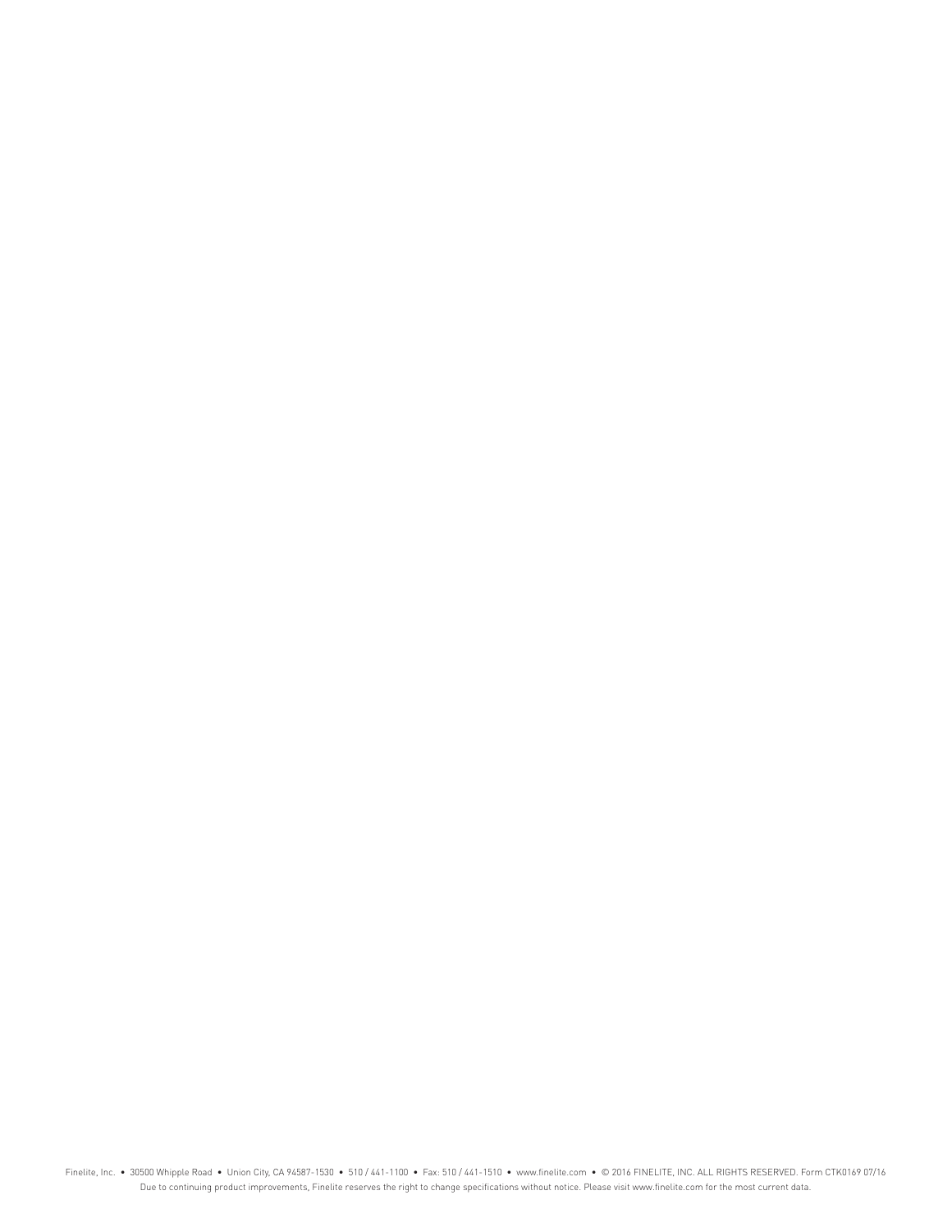Finelite, Inc. • 30500 Whipple Road • Union City, CA 94587-1530 • 510 / 441-1100 • Fax: 510 / 441-1510 • www.finelite.com • © 2016 FINELITE, INC. ALL RIGHTS RESERVED. Form CTK0169 07/16

Due to continuing product improvements, Finelite reserves the right to change specifications without notice. Please visit www.finelite.com for the most current data.